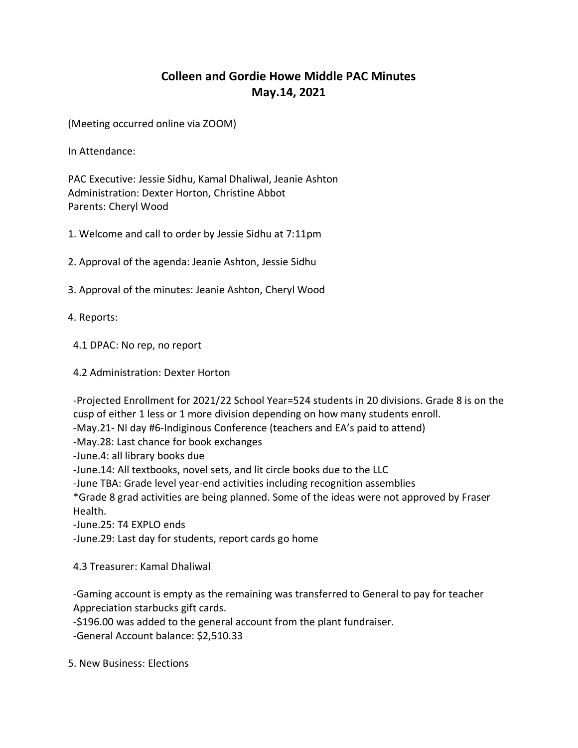# Colleen and Gordie Howe Middle PAC Minutes
# May.14, 2021

(Meeting occurred online via ZOOM)

In Attendance:

PAC Executive: Jessie Sidhu, Kamal Dhaliwal, Jeanie Ashton
Administration: Dexter Horton, Christine Abbot
Parents: Cheryl Wood

1. Welcome and call to order by Jessie Sidhu at 7:11pm

2. Approval of the agenda: Jeanie Ashton, Jessie Sidhu

3. Approval of the minutes: Jeanie Ashton, Cheryl Wood

4. Reports:

4.1 DPAC: No rep, no report

4.2 Administration: Dexter Horton

-Projected Enrollment for 2021/22 School Year=524 students in 20 divisions. Grade 8 is on the cusp of either 1 less or 1 more division depending on how many students enroll.
-May.21- NI day #6-Indiginous Conference (teachers and EA's paid to attend)
-May.28: Last chance for book exchanges
-June.4: all library books due
-June.14: All textbooks, novel sets, and lit circle books due to the LLC
-June TBA: Grade level year-end activities including recognition assemblies
*Grade 8 grad activities are being planned. Some of the ideas were not approved by Fraser Health.
-June.25: T4 EXPLO ends
-June.29: Last day for students, report cards go home

4.3 Treasurer: Kamal Dhaliwal

-Gaming account is empty as the remaining was transferred to General to pay for teacher Appreciation starbucks gift cards.
-$196.00 was added to the general account from the plant fundraiser.
-General Account balance: $2,510.33

5. New Business: Elections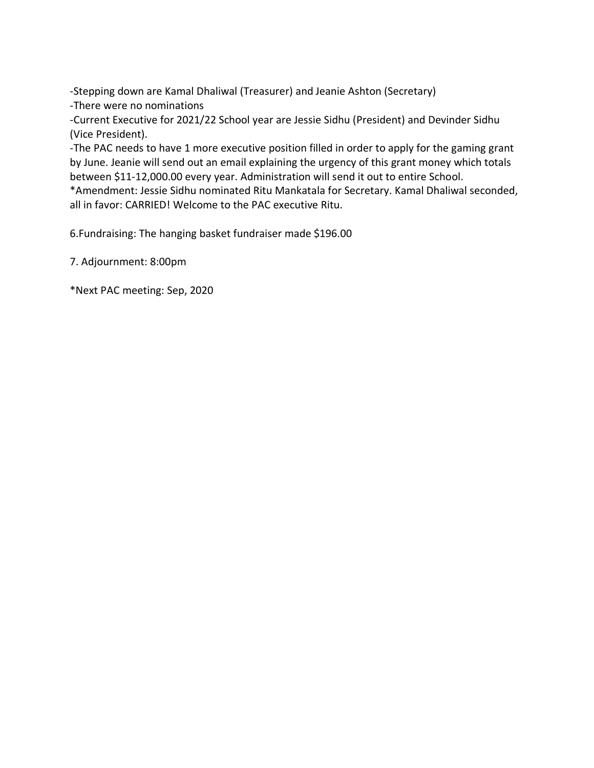-Stepping down are Kamal Dhaliwal (Treasurer) and Jeanie Ashton (Secretary)
-There were no nominations
-Current Executive for 2021/22 School year are Jessie Sidhu (President) and Devinder Sidhu (Vice President).
-The PAC needs to have 1 more executive position filled in order to apply for the gaming grant by June. Jeanie will send out an email explaining the urgency of this grant money which totals between $11-12,000.00 every year. Administration will send it out to entire School.
*Amendment: Jessie Sidhu nominated Ritu Mankatala for Secretary. Kamal Dhaliwal seconded, all in favor: CARRIED! Welcome to the PAC executive Ritu.

6.Fundraising: The hanging basket fundraiser made $196.00

7. Adjournment: 8:00pm

*Next PAC meeting: Sep, 2020